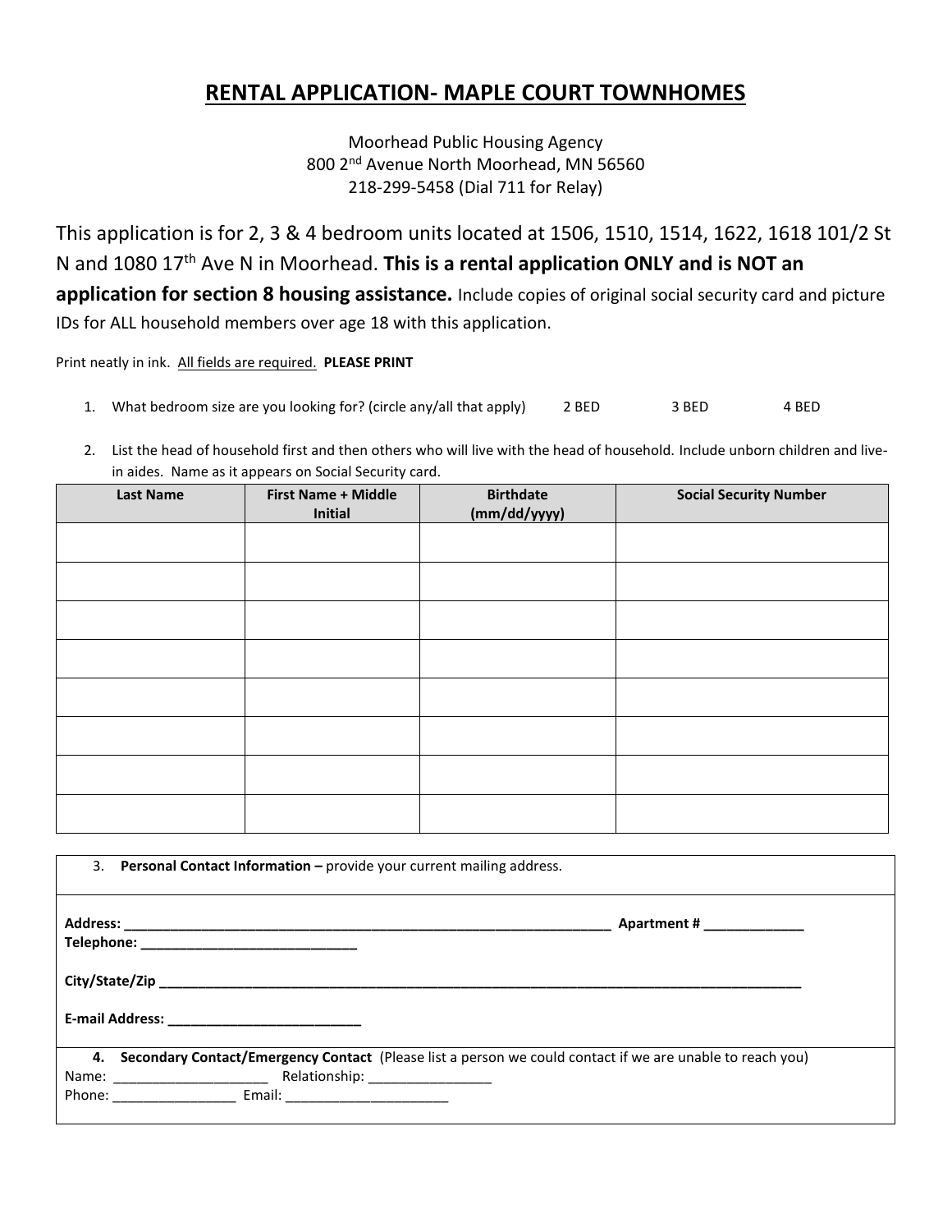# RENTAL APPLICATION- MAPLE COURT TOWNHOMES

Moorhead Public Housing Agency
800 2nd Avenue North Moorhead, MN 56560
218-299-5458 (Dial 711 for Relay)

This application is for 2, 3 & 4 bedroom units located at 1506, 1510, 1514, 1622, 1618 101/2 St N and 1080 17th Ave N in Moorhead. **This is a rental application ONLY and is NOT an application for section 8 housing assistance.** Include copies of original social security card and picture IDs for ALL household members over age 18 with this application.

Print neatly in ink. All fields are required. **PLEASE PRINT**

1. What bedroom size are you looking for? (circle any/all that apply) 2 BED 3 BED 4 BED

2. List the head of household first and then others who will live with the head of household. Include unborn children and live-in aides. Name as it appears on Social Security card.

| Last Name | First Name + Middle Initial | Birthdate (mm/dd/yyyy) | Social Security Number |
|---|---|---|---|
| | | | |
| | | | |
| | | | |
| | | | |
| | | | |
| | | | |
| | | | |
| | | | |

3. **Personal Contact Information –** provide your current mailing address.

**Address:** ________________________________________________ **Apartment #** ____________
**Telephone:** ___________________________

**City/State/Zip** ______________________________________________________________________

**E-mail Address:** ________________________

4. **Secondary Contact/Emergency Contact** (Please list a person we could contact if we are unable to reach you)
Name: ____________________ Relationship: ________________
Phone: ________________ Email: _____________________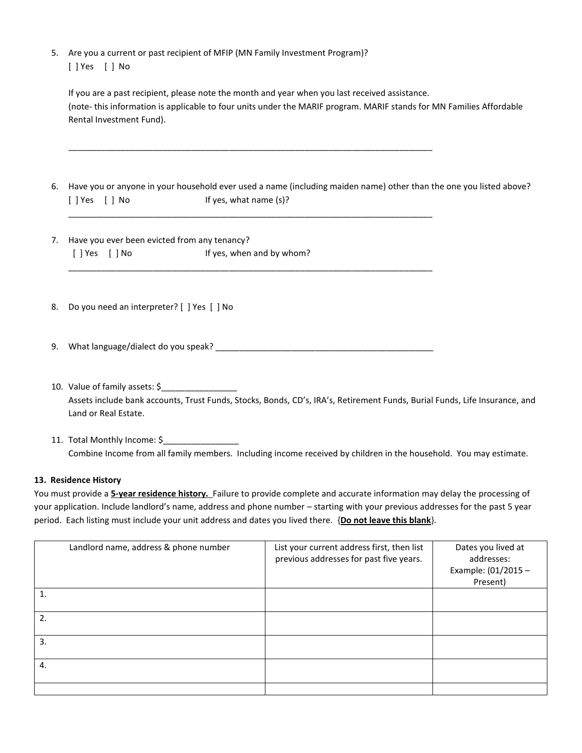5. Are you a current or past recipient of MFIP (MN Family Investment Program)?
   [ ] Yes [ ] No

   If you are a past recipient, please note the month and year when you last received assistance.
   (note- this information is applicable to four units under the MARIF program. MARIF stands for MN Families Affordable Rental Investment Fund).

   ________________________________________________________________________________

6. Have you or anyone in your household ever used a name (including maiden name) other than the one you listed above?
   [ ] Yes [ ] No If yes, what name (s)?
   ________________________________________________________________________________

7. Have you ever been evicted from any tenancy?
   [ ] Yes [ ] No If yes, when and by whom?
   ________________________________________________________________________________

8. Do you need an interpreter? [ ] Yes [ ] No

9. What language/dialect do you speak? ________________________________________________

10. Value of family assets: $________________
    Assets include bank accounts, Trust Funds, Stocks, Bonds, CD's, IRA's, Retirement Funds, Burial Funds, Life Insurance, and Land or Real Estate.

11. Total Monthly Income: $________________
    Combine Income from all family members. Including income received by children in the household. You may estimate.

**13. Residence History**

You must provide a **5-year residence history.** Failure to provide complete and accurate information may delay the processing of your application. Include landlord's name, address and phone number – starting with your previous addresses for the past 5 year period. Each listing must include your unit address and dates you lived there. {**Do not leave this blank**}.

| Landlord name, address & phone number | List your current address first, then list previous addresses for past five years. | Dates you lived at addresses: Example: (01/2015 – Present) |
|---|---|---|
| 1. | | |
| 2. | | |
| 3. | | |
| 4. | | |
| | | |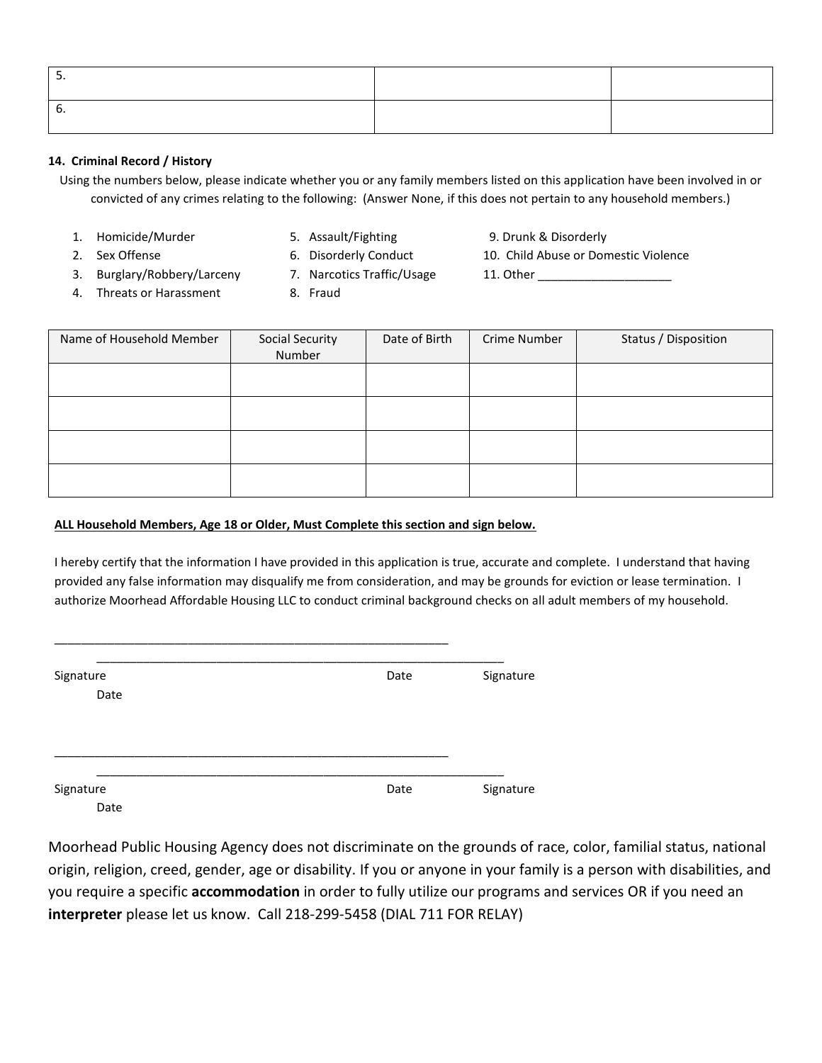| | | |
|---|---|---|
| 5. | | |
| 6. | | |

**14. Criminal Record / History**

Using the numbers below, please indicate whether you or any family members listed on this application have been involved in or convicted of any crimes relating to the following: (Answer None, if this does not pertain to any household members.)

1. Homicide/Murder
2. Sex Offense
3. Burglary/Robbery/Larceny
4. Threats or Harassment
5. Assault/Fighting
6. Disorderly Conduct
7. Narcotics Traffic/Usage
8. Fraud
9. Drunk & Disorderly
10. Child Abuse or Domestic Violence
11. Other ____________________

| Name of Household Member | Social Security Number | Date of Birth | Crime Number | Status / Disposition |
|---|---|---|---|---|
| | | | | |
| | | | | |
| | | | | |
| | | | | |

**ALL Household Members, Age 18 or Older, Must Complete this section and sign below.**

I hereby certify that the information I have provided in this application is true, accurate and complete. I understand that having provided any false information may disqualify me from consideration, and may be grounds for eviction or lease termination. I authorize Moorhead Affordable Housing LLC to conduct criminal background checks on all adult members of my household.

_____________________________________________________________ _____________________________________________________________

Signature Date Signature Date

_____________________________________________________________ _____________________________________________________________

Signature Date Signature Date

Moorhead Public Housing Agency does not discriminate on the grounds of race, color, familial status, national origin, religion, creed, gender, age or disability. If you or anyone in your family is a person with disabilities, and you require a specific **accommodation** in order to fully utilize our programs and services OR if you need an **interpreter** please let us know. Call 218-299-5458 (DIAL 711 FOR RELAY)